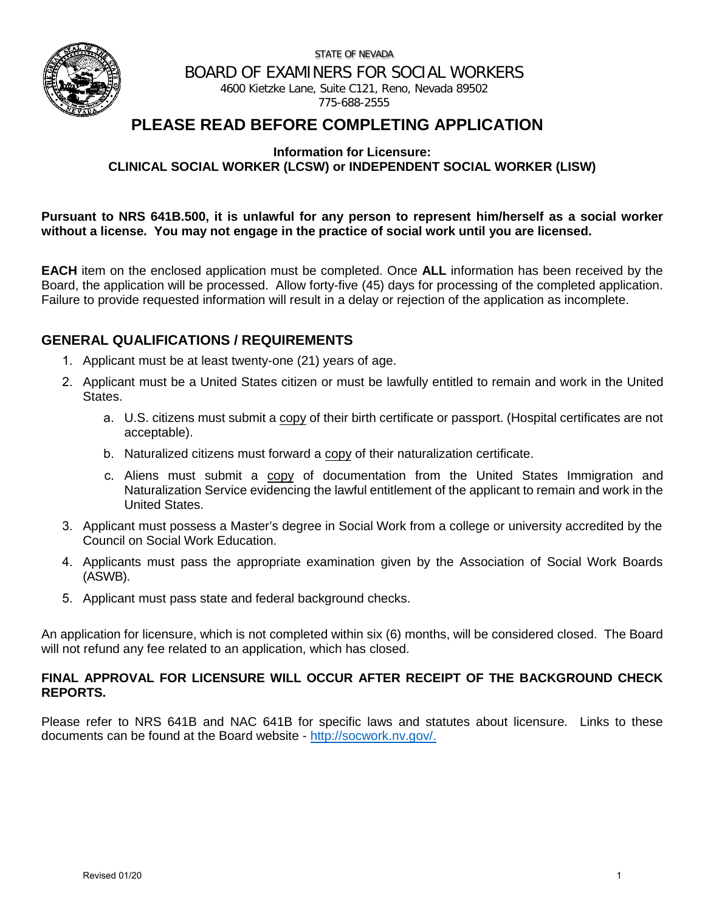STATE OF NEVADA

BOARD OF EXAMINERS FOR SOCIAL WORKERS

4600 Kietzke Lane, Suite C121, Reno, Nevada 89502

775-688-2555

# PLEASE READ BEFORE COMPLETING APPLICATION

**Information for Licensure:**
**CLINICAL SOCIAL WORKER (LCSW) or INDEPENDENT SOCIAL WORKER (LISW)**

**Pursuant to NRS 641B.500, it is unlawful for any person to represent him/herself as a social worker without a license. You may not engage in the practice of social work until you are licensed.**

**EACH** item on the enclosed application must be completed. Once **ALL** information has been received by the Board, the application will be processed. Allow forty-five (45) days for processing of the completed application. Failure to provide requested information will result in a delay or rejection of the application as incomplete.

## GENERAL QUALIFICATIONS / REQUIREMENTS

1. Applicant must be at least twenty-one (21) years of age.
2. Applicant must be a United States citizen or must be lawfully entitled to remain and work in the United States.
   a. U.S. citizens must submit a copy of their birth certificate or passport. (Hospital certificates are not acceptable).
   b. Naturalized citizens must forward a copy of their naturalization certificate.
   c. Aliens must submit a copy of documentation from the United States Immigration and Naturalization Service evidencing the lawful entitlement of the applicant to remain and work in the United States.
3. Applicant must possess a Master's degree in Social Work from a college or university accredited by the Council on Social Work Education.
4. Applicants must pass the appropriate examination given by the Association of Social Work Boards (ASWB).
5. Applicant must pass state and federal background checks.

An application for licensure, which is not completed within six (6) months, will be considered closed. The Board will not refund any fee related to an application, which has closed.

**FINAL APPROVAL FOR LICENSURE WILL OCCUR AFTER RECEIPT OF THE BACKGROUND CHECK REPORTS.**

Please refer to NRS 641B and NAC 641B for specific laws and statutes about licensure. Links to these documents can be found at the Board website - http://socwork.nv.gov/.

Revised 01/20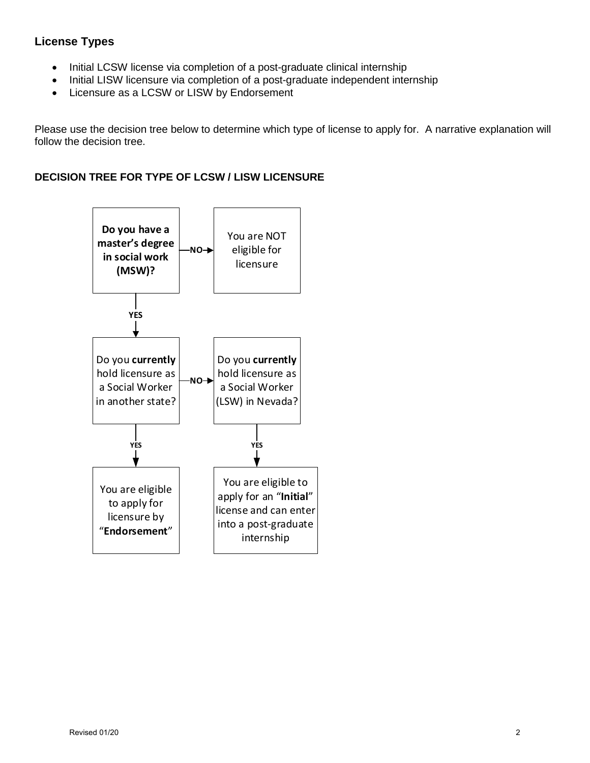## License Types

- Initial LCSW license via completion of a post-graduate clinical internship
- Initial LISW licensure via completion of a post-graduate independent internship
- Licensure as a LCSW or LISW by Endorsement

Please use the decision tree below to determine which type of license to apply for. A narrative explanation will follow the decision tree.

### DECISION TREE FOR TYPE OF LCSW / LISW LICENSURE

**Do you have a master's degree in social work (MSW)?**

- NO → You are NOT eligible for licensure
- YES → Do you **currently** hold licensure as a Social Worker in another state?
  - YES → You are eligible to apply for licensure by "**Endorsement**"
  - NO → Do you **currently** hold licensure as a Social Worker (LSW) in Nevada?
    - YES → You are eligible to apply for an "**Initial**" license and can enter into a post-graduate internship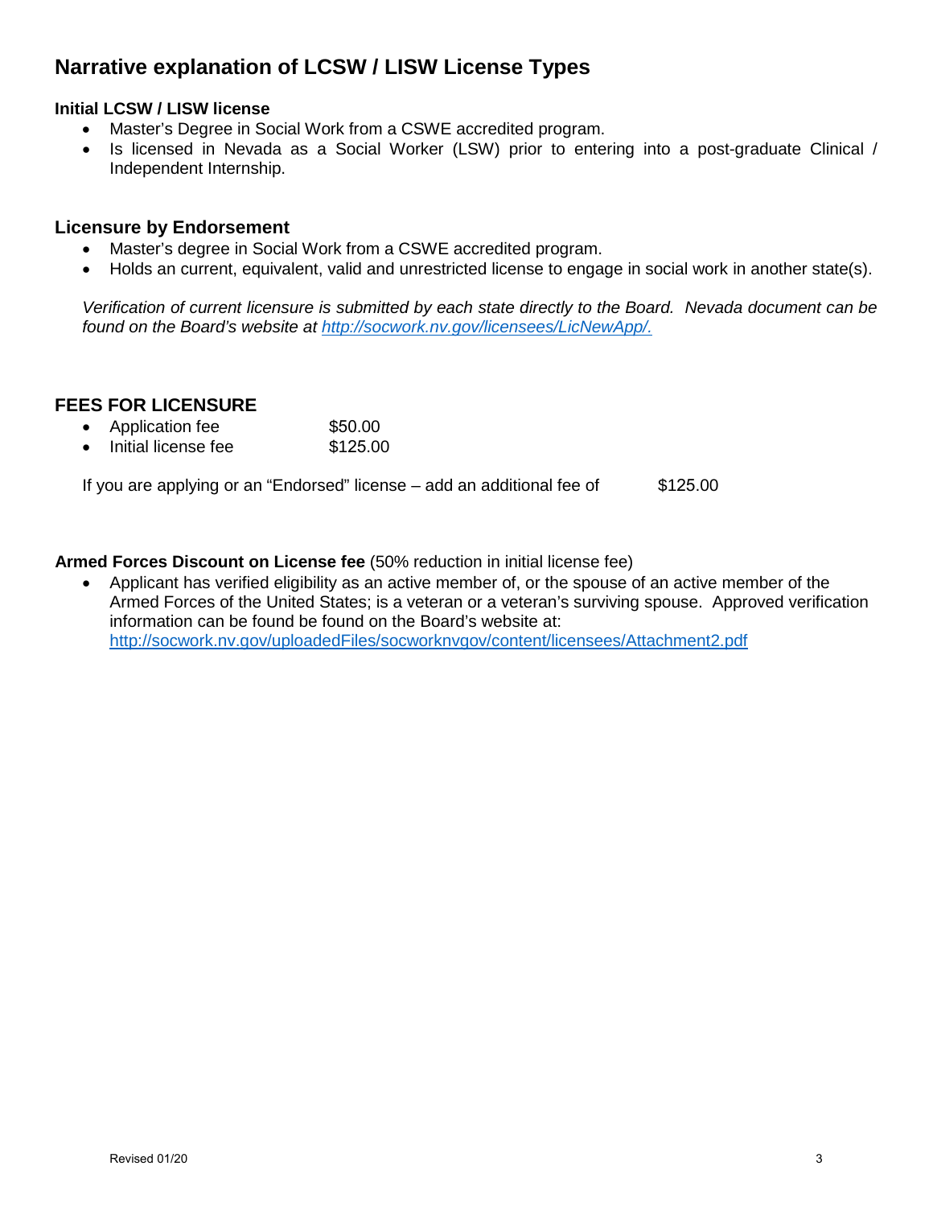# Narrative explanation of LCSW / LISW License Types

**Initial LCSW / LISW license**

- Master's Degree in Social Work from a CSWE accredited program.
- Is licensed in Nevada as a Social Worker (LSW) prior to entering into a post-graduate Clinical / Independent Internship.

## Licensure by Endorsement

- Master's degree in Social Work from a CSWE accredited program.
- Holds an current, equivalent, valid and unrestricted license to engage in social work in another state(s).

*Verification of current licensure is submitted by each state directly to the Board. Nevada document can be found on the Board's website at [http://socwork.nv.gov/licensees/LicNewApp/.](http://socwork.nv.gov/licensees/LicNewApp/)*

## FEES FOR LICENSURE

- Application fee $50.00
- Initial license fee $125.00

If you are applying or an "Endorsed" license – add an additional fee of $125.00

**Armed Forces Discount on License fee** (50% reduction in initial license fee)

- Applicant has verified eligibility as an active member of, or the spouse of an active member of the Armed Forces of the United States; is a veteran or a veteran's surviving spouse. Approved verification information can be found be found on the Board's website at: [http://socwork.nv.gov/uploadedFiles/socworknvgov/content/licensees/Attachment2.pdf](http://socwork.nv.gov/uploadedFiles/socworknvgov/content/licensees/Attachment2.pdf)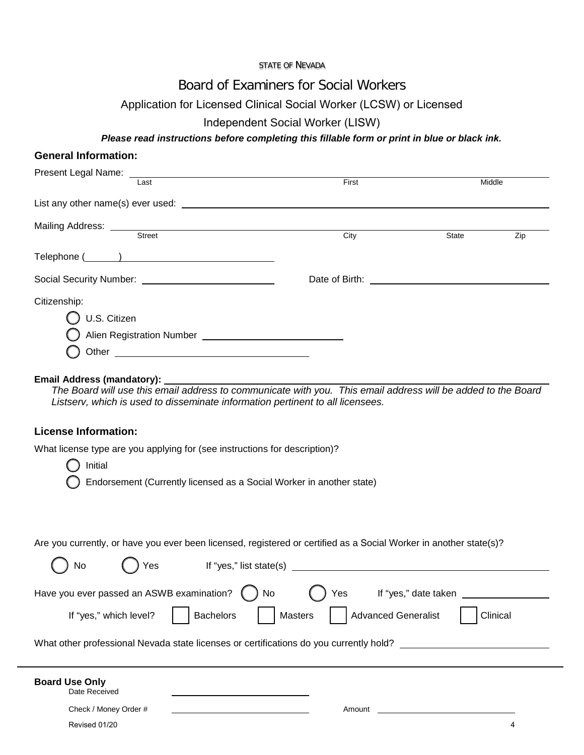STATE OF NEVADA

# Board of Examiners for Social Workers

## Application for Licensed Clinical Social Worker (LCSW) or Licensed Independent Social Worker (LISW)

***Please read instructions before completing this fillable form or print in blue or black ink.***

### General Information:

Present Legal Name: ______________________________
Last First Middle

List any other name(s) ever used: ______________________________

Mailing Address: ______________________________
Street City State Zip

Telephone (______) ______________________________

Social Security Number: ______________________ Date of Birth: ______________________

Citizenship:

- ◯ U.S. Citizen
- ◯ Alien Registration Number ______________________
- ◯ Other ______________________

**Email Address (mandatory):** ______________________________

*The Board will use this email address to communicate with you. This email address will be added to the Board Listserv, which is used to disseminate information pertinent to all licensees.*

### License Information:

What license type are you applying for (see instructions for description)?

- ◯ Initial
- ◯ Endorsement (Currently licensed as a Social Worker in another state)

Are you currently, or have you ever been licensed, registered or certified as a Social Worker in another state(s)?

◯ No ◯ Yes If "yes," list state(s) ______________________________

Have you ever passed an ASWB examination? ◯ No ◯ Yes If "yes," date taken ______________

If "yes," which level? ☐ Bachelors ☐ Masters ☐ Advanced Generalist ☐ Clinical

What other professional Nevada state licenses or certifications do you currently hold? ______________________

**Board Use Only**

Date Received ______________________

Check / Money Order # ______________________ Amount ______________________

Revised 01/20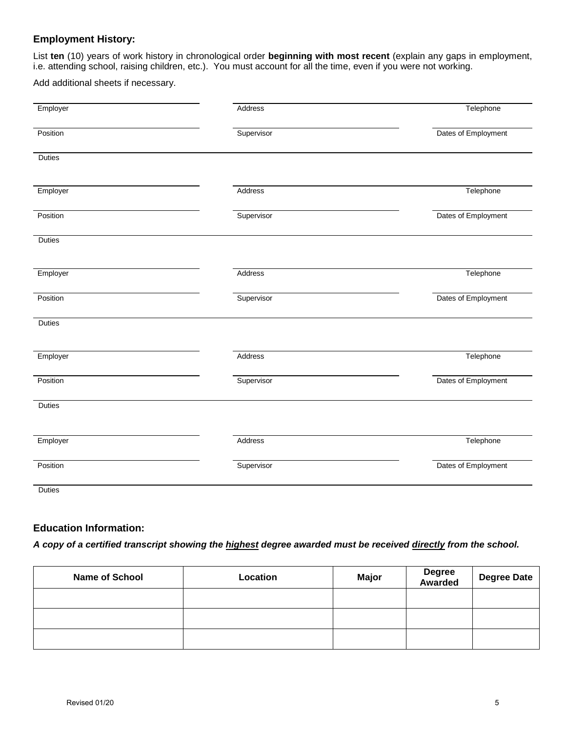## Employment History:

List **ten** (10) years of work history in chronological order **beginning with most recent** (explain any gaps in employment, i.e. attending school, raising children, etc.). You must account for all the time, even if you were not working.

Add additional sheets if necessary.

Employer ____________________ Address ____________________ Telephone ____________________

Position ____________________ Supervisor ____________________ Dates of Employment ____________________

Duties ____________________

Employer ____________________ Address ____________________ Telephone ____________________

Position ____________________ Supervisor ____________________ Dates of Employment ____________________

Duties ____________________

Employer ____________________ Address ____________________ Telephone ____________________

Position ____________________ Supervisor ____________________ Dates of Employment ____________________

Duties ____________________

Employer ____________________ Address ____________________ Telephone ____________________

Position ____________________ Supervisor ____________________ Dates of Employment ____________________

Duties ____________________

Employer ____________________ Address ____________________ Telephone ____________________

Position ____________________ Supervisor ____________________ Dates of Employment ____________________

Duties ____________________

## Education Information:

***A copy of a certified transcript showing the highest degree awarded must be received directly from the school.***

| Name of School | Location | Major | Degree Awarded | Degree Date |
|---|---|---|---|---|
| | | | | |
| | | | | |
| | | | | |

Revised 01/20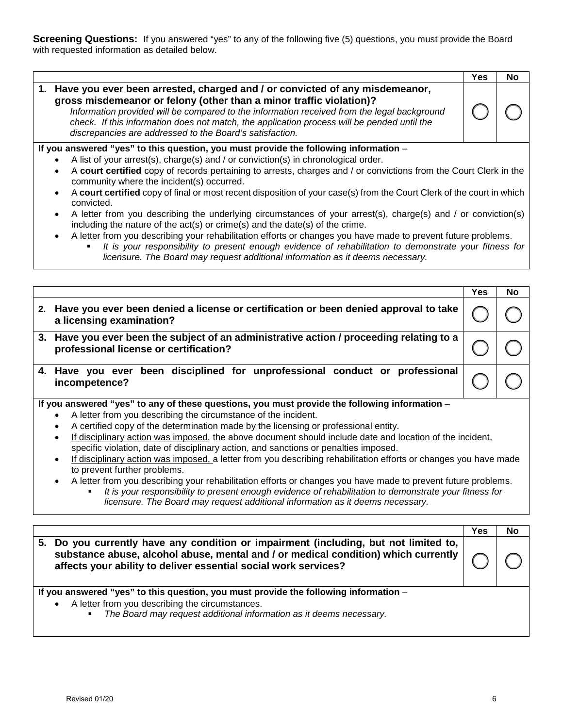**Screening Questions:** If you answered "yes" to any of the following five (5) questions, you must provide the Board with requested information as detailed below.

| | Yes | No |
|---|---|---|
| **1. Have you ever been arrested, charged and / or convicted of any misdemeanor, gross misdemeanor or felony (other than a minor traffic violation)?** *Information provided will be compared to the information received from the legal background check. If this information does not match, the application process will be pended until the discrepancies are addressed to the Board's satisfaction.* | ◯ | ◯ |

**If you answered "yes" to this question, you must provide the following information** –

- A list of your arrest(s), charge(s) and / or conviction(s) in chronological order.
- A **court certified** copy of records pertaining to arrests, charges and / or convictions from the Court Clerk in the community where the incident(s) occurred.
- A **court certified** copy of final or most recent disposition of your case(s) from the Court Clerk of the court in which convicted.
- A letter from you describing the underlying circumstances of your arrest(s), charge(s) and / or conviction(s) including the nature of the act(s) or crime(s) and the date(s) of the crime.
- A letter from you describing your rehabilitation efforts or changes you have made to prevent future problems.
  - *It is your responsibility to present enough evidence of rehabilitation to demonstrate your fitness for licensure. The Board may request additional information as it deems necessary.*

| | Yes | No |
|---|---|---|
| **2. Have you ever been denied a license or certification or been denied approval to take a licensing examination?** | ◯ | ◯ |
| **3. Have you ever been the subject of an administrative action / proceeding relating to a professional license or certification?** | ◯ | ◯ |
| **4. Have you ever been disciplined for unprofessional conduct or professional incompetence?** | ◯ | ◯ |

**If you answered "yes" to any of these questions, you must provide the following information** –

- A letter from you describing the circumstance of the incident.
- A certified copy of the determination made by the licensing or professional entity.
- If disciplinary action was imposed, the above document should include date and location of the incident, specific violation, date of disciplinary action, and sanctions or penalties imposed.
- If disciplinary action was imposed, a letter from you describing rehabilitation efforts or changes you have made to prevent further problems.
- A letter from you describing your rehabilitation efforts or changes you have made to prevent future problems.
  - *It is your responsibility to present enough evidence of rehabilitation to demonstrate your fitness for licensure. The Board may request additional information as it deems necessary.*

| | Yes | No |
|---|---|---|
| **5. Do you currently have any condition or impairment (including, but not limited to, substance abuse, alcohol abuse, mental and / or medical condition) which currently affects your ability to deliver essential social work services?** | ◯ | ◯ |

**If you answered "yes" to this question, you must provide the following information** –

- A letter from you describing the circumstances.
  - *The Board may request additional information as it deems necessary.*

Revised 01/20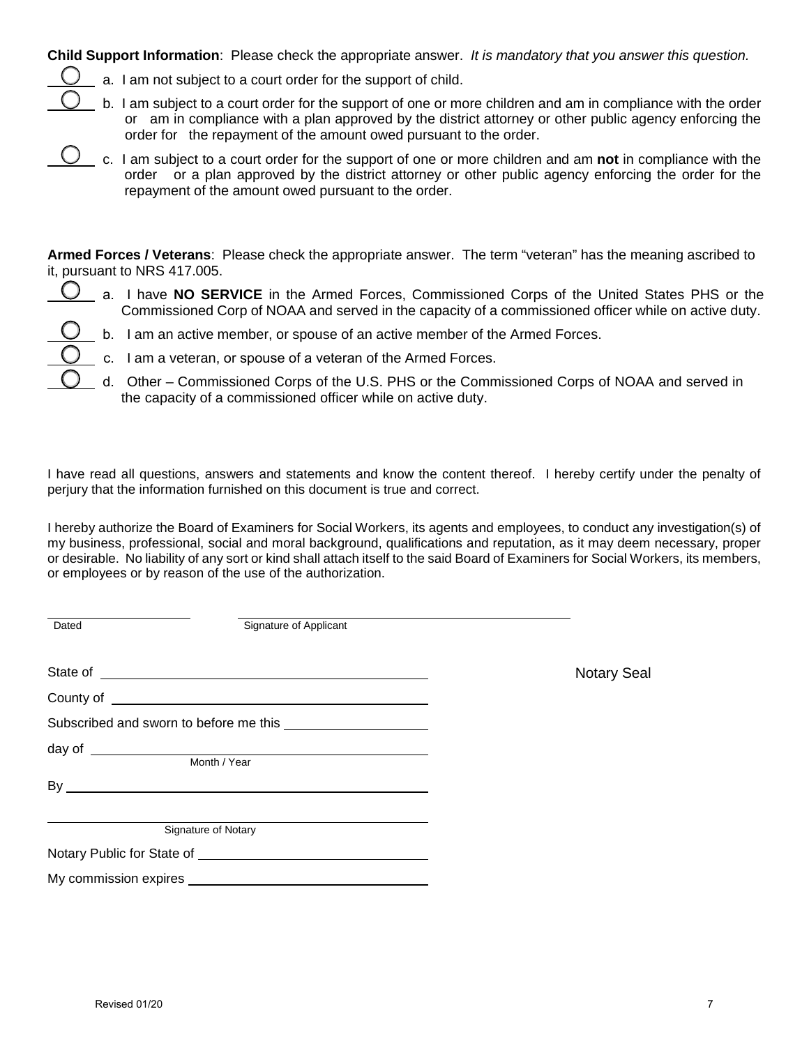**Child Support Information**: Please check the appropriate answer. *It is mandatory that you answer this question.*

- ◯ a. I am not subject to a court order for the support of child.
- ◯ b. I am subject to a court order for the support of one or more children and am in compliance with the order or am in compliance with a plan approved by the district attorney or other public agency enforcing the order for the repayment of the amount owed pursuant to the order.
- ◯ c. I am subject to a court order for the support of one or more children and am **not** in compliance with the order or a plan approved by the district attorney or other public agency enforcing the order for the repayment of the amount owed pursuant to the order.

**Armed Forces / Veterans**: Please check the appropriate answer. The term "veteran" has the meaning ascribed to it, pursuant to NRS 417.005.

- ◯ a. I have **NO SERVICE** in the Armed Forces, Commissioned Corps of the United States PHS or the Commissioned Corp of NOAA and served in the capacity of a commissioned officer while on active duty.
- ◯ b. I am an active member, or spouse of an active member of the Armed Forces.
- ◯ c. I am a veteran, or spouse of a veteran of the Armed Forces.
- ◯ d. Other – Commissioned Corps of the U.S. PHS or the Commissioned Corps of NOAA and served in the capacity of a commissioned officer while on active duty.

I have read all questions, answers and statements and know the content thereof. I hereby certify under the penalty of perjury that the information furnished on this document is true and correct.

I hereby authorize the Board of Examiners for Social Workers, its agents and employees, to conduct any investigation(s) of my business, professional, social and moral background, qualifications and reputation, as it may deem necessary, proper or desirable. No liability of any sort or kind shall attach itself to the said Board of Examiners for Social Workers, its members, or employees or by reason of the use of the authorization.

\_\_\_\_\_\_\_\_\_\_\_\_\_\_\_\_\_\_ \_\_\_\_\_\_\_\_\_\_\_\_\_\_\_\_\_\_\_\_\_\_\_\_\_\_\_\_\_\_\_\_\_\_\_\_\_\_
Dated Signature of Applicant

State of \_\_\_\_\_\_\_\_\_\_\_\_\_\_\_\_\_\_\_\_\_\_\_\_\_\_\_\_\_\_\_\_ Notary Seal

County of \_\_\_\_\_\_\_\_\_\_\_\_\_\_\_\_\_\_\_\_\_\_\_\_\_\_\_\_\_\_\_\_

Subscribed and sworn to before me this \_\_\_\_\_\_\_\_\_\_\_\_\_\_\_\_

day of \_\_\_\_\_\_\_\_\_\_\_\_\_\_\_\_\_\_\_\_\_\_\_\_\_\_\_\_\_\_\_\_
Month / Year

By \_\_\_\_\_\_\_\_\_\_\_\_\_\_\_\_\_\_\_\_\_\_\_\_\_\_\_\_\_\_\_\_\_\_\_\_

\_\_\_\_\_\_\_\_\_\_\_\_\_\_\_\_\_\_\_\_\_\_\_\_\_\_\_\_\_\_\_\_\_\_\_\_
Signature of Notary

Notary Public for State of \_\_\_\_\_\_\_\_\_\_\_\_\_\_\_\_\_\_\_\_\_\_\_\_

My commission expires \_\_\_\_\_\_\_\_\_\_\_\_\_\_\_\_\_\_\_\_\_\_\_\_

Revised 01/20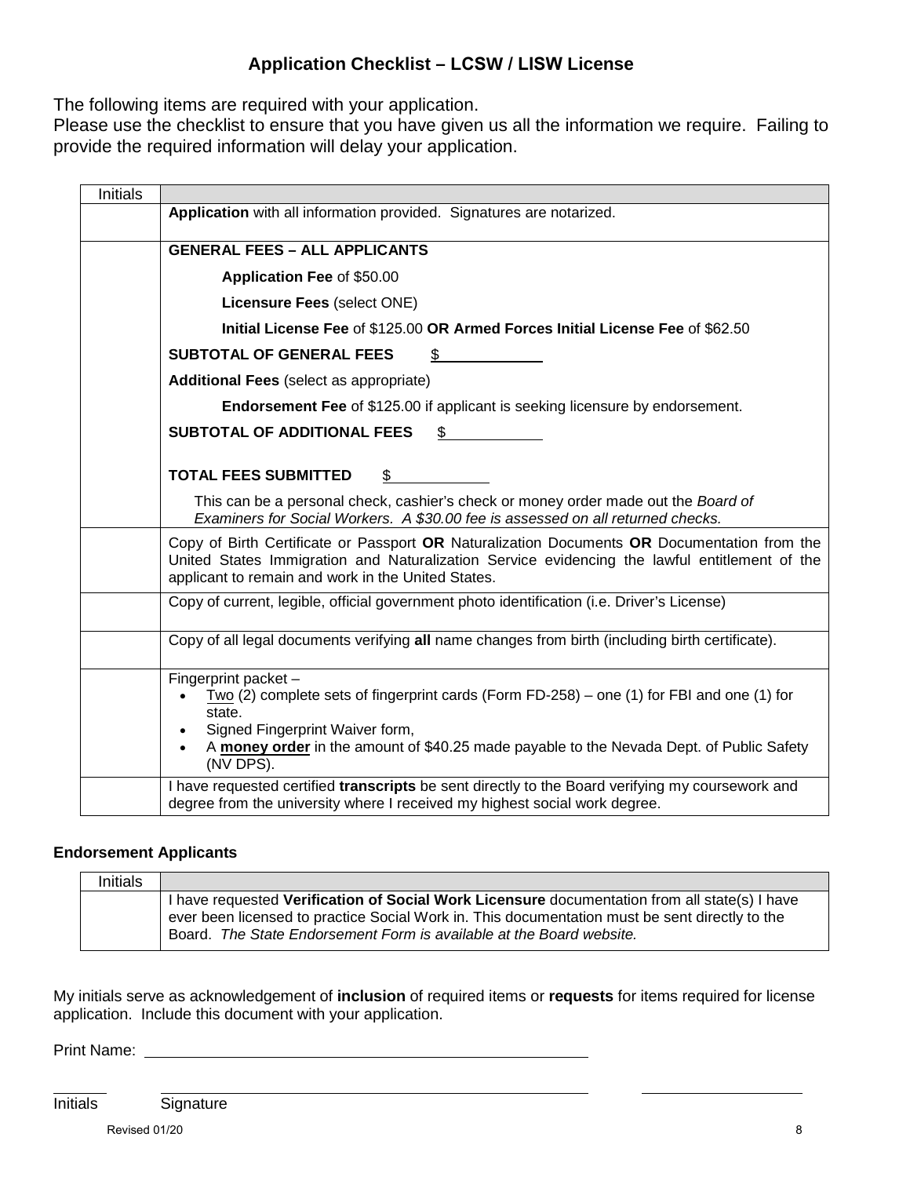## Application Checklist – LCSW / LISW License

The following items are required with your application.
Please use the checklist to ensure that you have given us all the information we require. Failing to provide the required information will delay your application.

| Initials | |
|---|---|
| | **Application** with all information provided. Signatures are notarized. |
| | **GENERAL FEES – ALL APPLICANTS**<br>**Application Fee** of $50.00<br>**Licensure Fees** (select ONE)<br>**Initial License Fee** of $125.00 **OR Armed Forces Initial License Fee** of $62.50<br>**SUBTOTAL OF GENERAL FEES** $\_\_\_\_\_\_<br>**Additional Fees** (select as appropriate)<br>**Endorsement Fee** of $125.00 if applicant is seeking licensure by endorsement.<br>**SUBTOTAL OF ADDITIONAL FEES** $\_\_\_\_\_\_<br>**TOTAL FEES SUBMITTED** $\_\_\_\_\_\_<br>This can be a personal check, cashier's check or money order made out the *Board of Examiners for Social Workers. A $30.00 fee is assessed on all returned checks.* |
| | Copy of Birth Certificate or Passport **OR** Naturalization Documents **OR** Documentation from the United States Immigration and Naturalization Service evidencing the lawful entitlement of the applicant to remain and work in the United States. |
| | Copy of current, legible, official government photo identification (i.e. Driver's License) |
| | Copy of all legal documents verifying **all** name changes from birth (including birth certificate). |
| | Fingerprint packet –<br>• Two (2) complete sets of fingerprint cards (Form FD-258) – one (1) for FBI and one (1) for state.<br>• Signed Fingerprint Waiver form,<br>• A **money order** in the amount of $40.25 made payable to the Nevada Dept. of Public Safety (NV DPS). |
| | I have requested certified **transcripts** be sent directly to the Board verifying my coursework and degree from the university where I received my highest social work degree. |

**Endorsement Applicants**

| Initials | |
|---|---|
| | I have requested **Verification of Social Work Licensure** documentation from all state(s) I have ever been licensed to practice Social Work in. This documentation must be sent directly to the Board. *The State Endorsement Form is available at the Board website.* |

My initials serve as acknowledgement of **inclusion** of required items or **requests** for items required for license application. Include this document with your application.

Print Name: \_\_\_\_\_\_\_\_\_\_\_\_\_\_\_\_\_\_\_\_\_\_\_\_\_\_\_\_\_\_\_\_\_\_\_\_\_\_\_\_

\_\_\_\_\_\_ \_\_\_\_\_\_\_\_\_\_\_\_\_\_\_\_\_\_\_\_\_\_\_\_\_\_\_\_\_\_\_\_\_\_\_\_\_\_\_\_ \_\_\_\_\_\_\_\_\_\_\_\_\_\_\_\_

Initials Signature

Revised 01/20